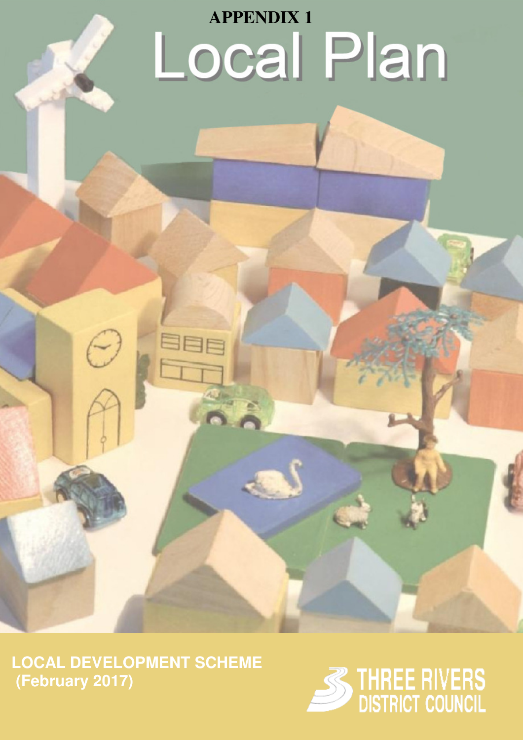**APPENDIX 1**

# Local Plan

**LOCAL DEVELOPMENT SCHEME (February 2017)**

THREE RIVERS DISTRICT COUNCIL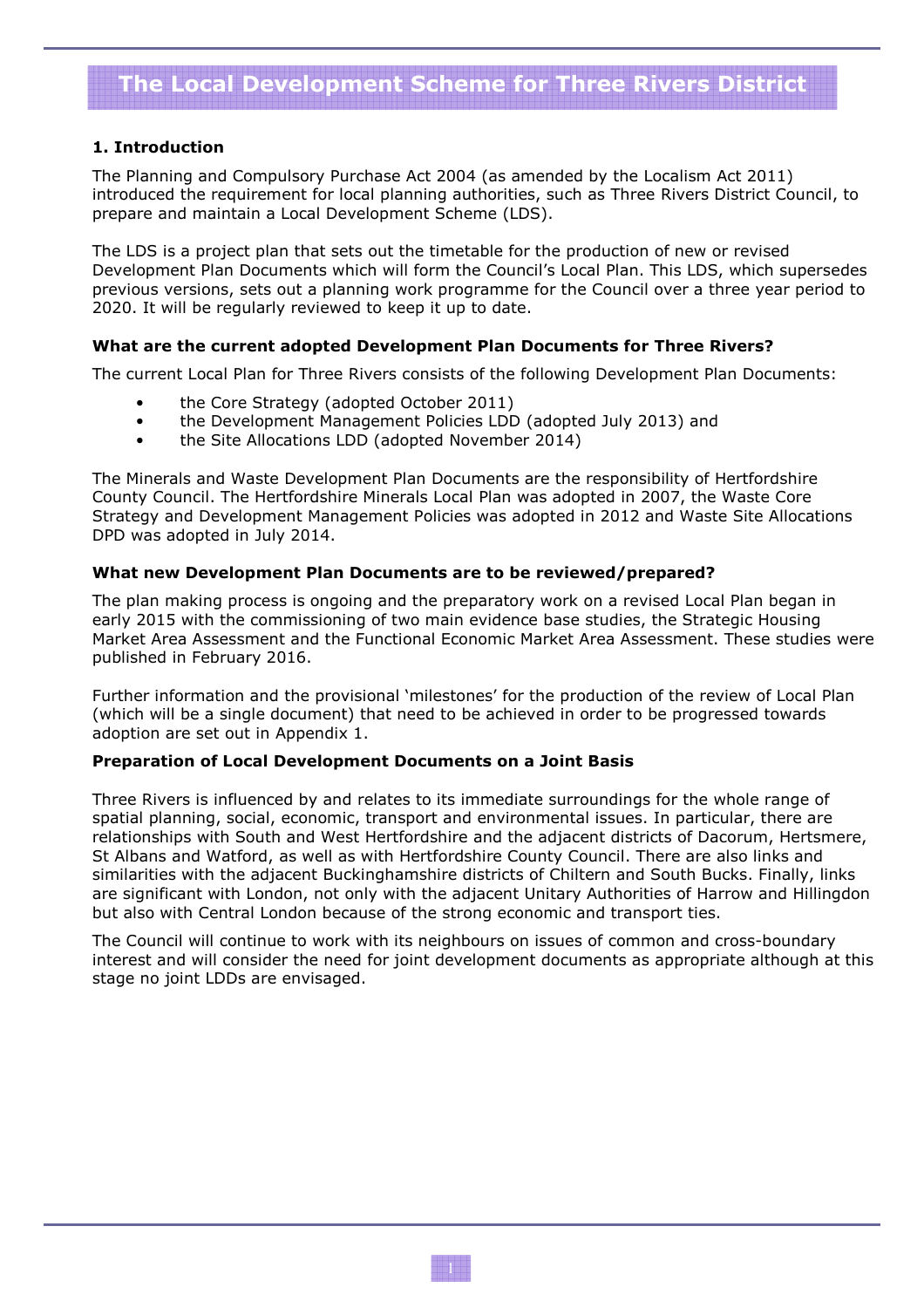# The Local Development Scheme for Three Rivers District

## 1. Introduction

The Planning and Compulsory Purchase Act 2004 (as amended by the Localism Act 2011) introduced the requirement for local planning authorities, such as Three Rivers District Council, to prepare and maintain a Local Development Scheme (LDS).

The LDS is a project plan that sets out the timetable for the production of new or revised Development Plan Documents which will form the Council's Local Plan. This LDS, which supersedes previous versions, sets out a planning work programme for the Council over a three year period to 2020. It will be regularly reviewed to keep it up to date.

### What are the current adopted Development Plan Documents for Three Rivers?

The current Local Plan for Three Rivers consists of the following Development Plan Documents:

- the Core Strategy (adopted October 2011)
- the Development Management Policies LDD (adopted July 2013) and
- the Site Allocations LDD (adopted November 2014)

The Minerals and Waste Development Plan Documents are the responsibility of Hertfordshire County Council. The Hertfordshire Minerals Local Plan was adopted in 2007, the Waste Core Strategy and Development Management Policies was adopted in 2012 and Waste Site Allocations DPD was adopted in July 2014.

### What new Development Plan Documents are to be reviewed/prepared?

The plan making process is ongoing and the preparatory work on a revised Local Plan began in early 2015 with the commissioning of two main evidence base studies, the Strategic Housing Market Area Assessment and the Functional Economic Market Area Assessment. These studies were published in February 2016.

Further information and the provisional 'milestones' for the production of the review of Local Plan (which will be a single document) that need to be achieved in order to be progressed towards adoption are set out in Appendix 1.

### Preparation of Local Development Documents on a Joint Basis

Three Rivers is influenced by and relates to its immediate surroundings for the whole range of spatial planning, social, economic, transport and environmental issues. In particular, there are relationships with South and West Hertfordshire and the adjacent districts of Dacorum, Hertsmere, St Albans and Watford, as well as with Hertfordshire County Council. There are also links and similarities with the adjacent Buckinghamshire districts of Chiltern and South Bucks. Finally, links are significant with London, not only with the adjacent Unitary Authorities of Harrow and Hillingdon but also with Central London because of the strong economic and transport ties.

The Council will continue to work with its neighbours on issues of common and cross-boundary interest and will consider the need for joint development documents as appropriate although at this stage no joint LDDs are envisaged.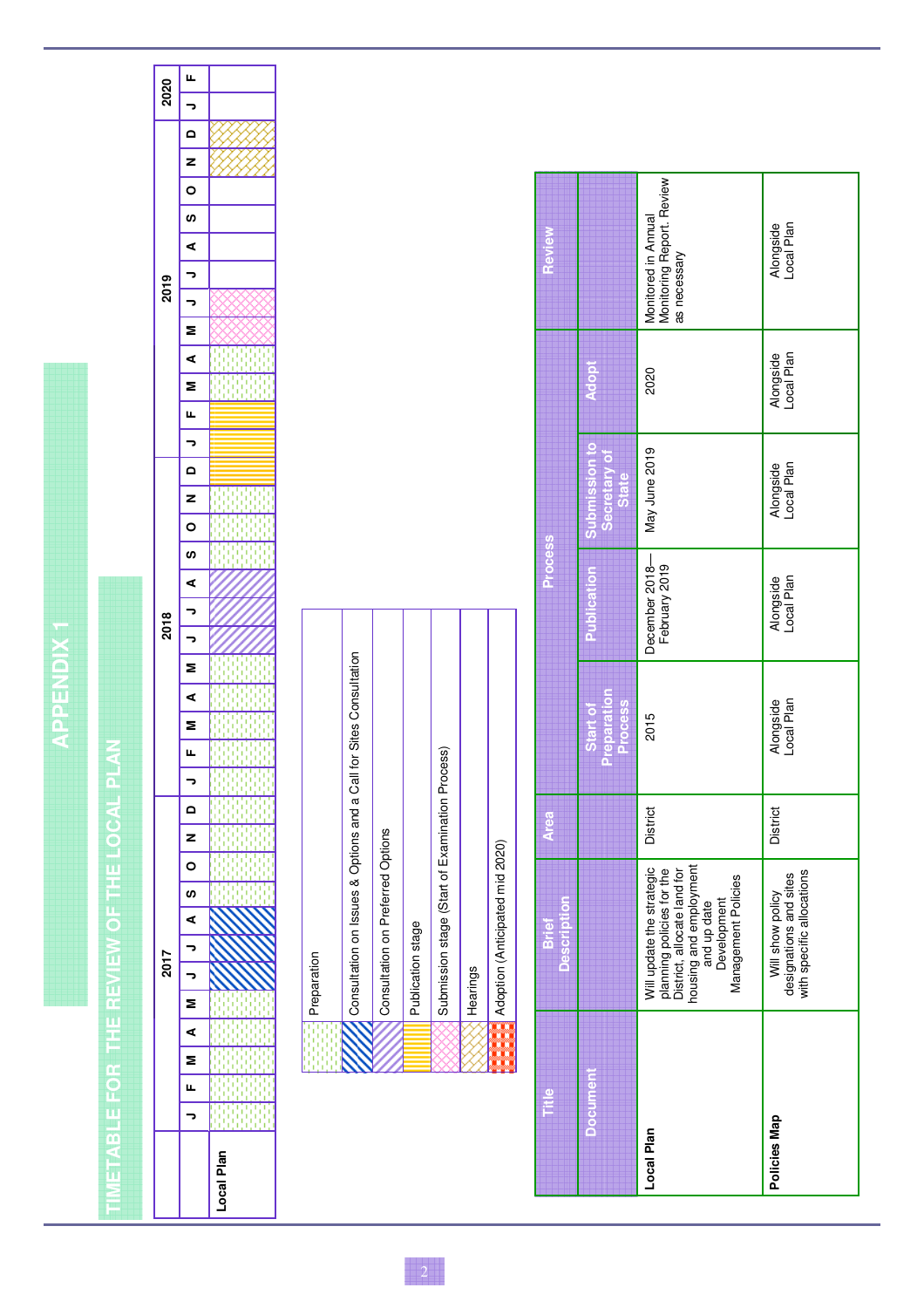# APPENDIX 1

## TIMETABLE FOR THE REVIEW OF THE LOCAL PLAN

Gantt chart: Local Plan timetable, January 2017 to February 2020 (months J F M A M J J A S O N D for 2017, 2018, 2019; J F for 2020).

Key:
- Preparation
- Consultation on Issues & Options and a Call for Sites Consultation
- Consultation on Preferred Options
- Publication stage
- Submission stage (Start of Examination Process)
- Hearings
- Adoption (Anticipated mid 2020)

| Title | Brief Description | Area | Process | | | | Review |
|---|---|---|---|---|---|---|---|
| Document | | | Start of Preparation Process | Publication | Submission to Secretary of State | Adopt | |
| **Local Plan** | Will update the strategic planning policies for the District, allocate land for housing and employment and up date Development Management Policies | District | 2015 | December 2018—February 2019 | May June 2019 | 2020 | Monitored in Annual Monitoring Report. Review as necessary |
| **Policies Map** | Will show policy designations and sites with specific allocations | District | Alongside Local Plan | Alongside Local Plan | Alongside Local Plan | Alongside Local Plan | Alongside Local Plan |